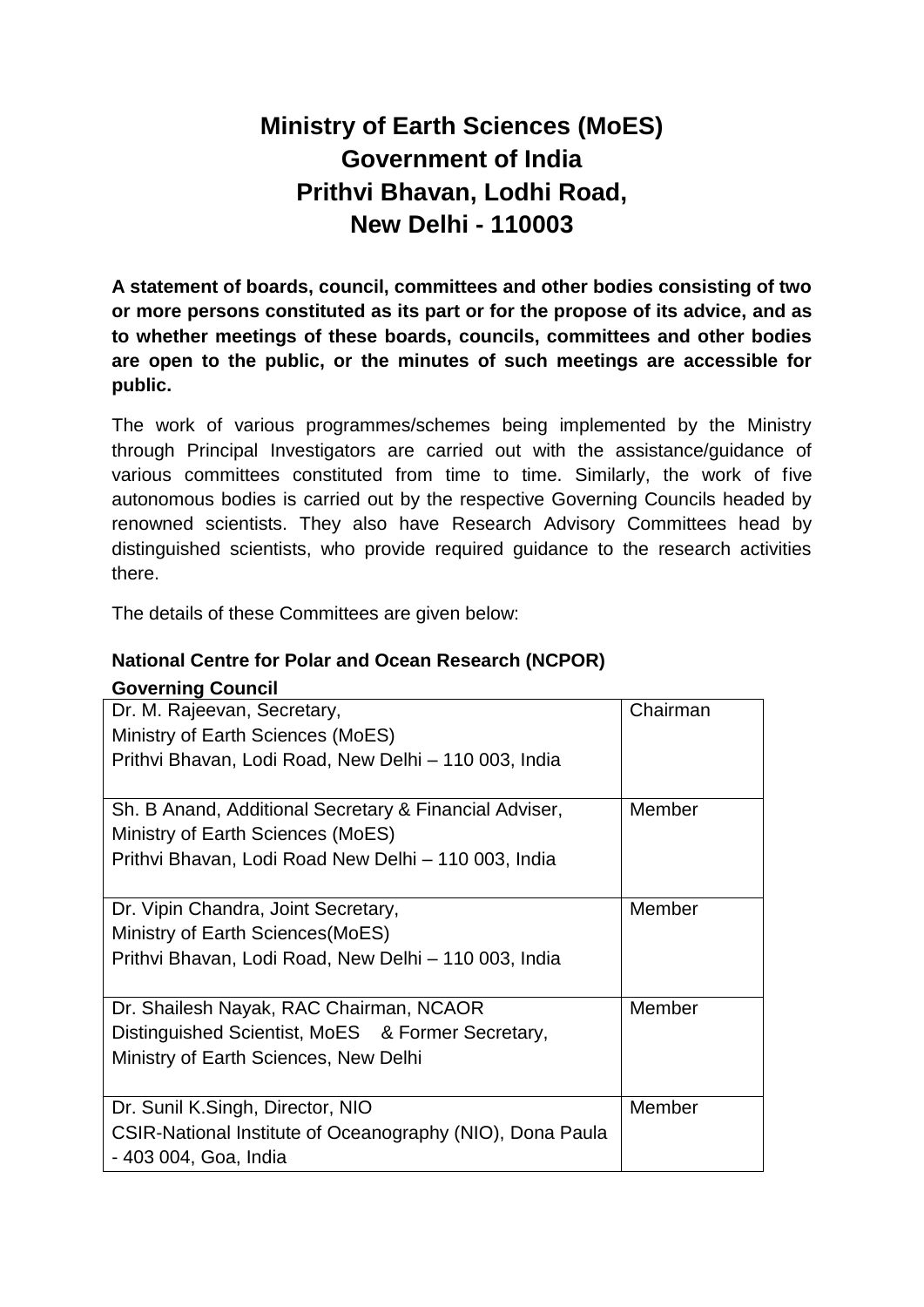# Ministry of Earth Sciences (MoES)
# Government of India
# Prithvi Bhavan, Lodhi Road,
# New Delhi - 110003

**A statement of boards, council, committees and other bodies consisting of two or more persons constituted as its part or for the propose of its advice, and as to whether meetings of these boards, councils, committees and other bodies are open to the public, or the minutes of such meetings are accessible for public.**

The work of various programmes/schemes being implemented by the Ministry through Principal Investigators are carried out with the assistance/guidance of various committees constituted from time to time. Similarly, the work of five autonomous bodies is carried out by the respective Governing Councils headed by renowned scientists. They also have Research Advisory Committees head by distinguished scientists, who provide required guidance to the research activities there.

The details of these Committees are given below:

**National Centre for Polar and Ocean Research (NCPOR)**

**Governing Council**

| | |
|---|---|
| Dr. M. Rajeevan, Secretary,<br>Ministry of Earth Sciences (MoES)<br>Prithvi Bhavan, Lodi Road, New Delhi – 110 003, India | Chairman |
| Sh. B Anand, Additional Secretary & Financial Adviser,<br>Ministry of Earth Sciences (MoES)<br>Prithvi Bhavan, Lodi Road New Delhi – 110 003, India | Member |
| Dr. Vipin Chandra, Joint Secretary,<br>Ministry of Earth Sciences(MoES)<br>Prithvi Bhavan, Lodi Road, New Delhi – 110 003, India | Member |
| Dr. Shailesh Nayak, RAC Chairman, NCAOR<br>Distinguished Scientist, MoES & Former Secretary,<br>Ministry of Earth Sciences, New Delhi | Member |
| Dr. Sunil K.Singh, Director, NIO<br>CSIR-National Institute of Oceanography (NIO), Dona Paula - 403 004, Goa, India | Member |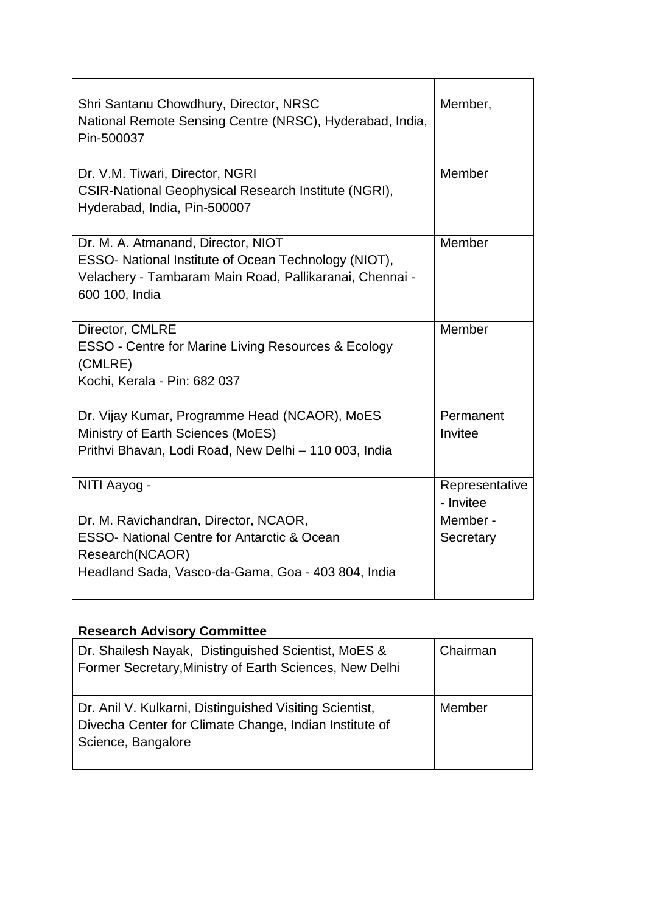| | |
|---|---|
| Shri Santanu Chowdhury, Director, NRSC<br>National Remote Sensing Centre (NRSC), Hyderabad, India, Pin-500037 | Member, |
| Dr. V.M. Tiwari, Director, NGRI<br>CSIR-National Geophysical Research Institute (NGRI), Hyderabad, India, Pin-500007 | Member |
| Dr. M. A. Atmanand, Director, NIOT<br>ESSO- National Institute of Ocean Technology (NIOT), Velachery - Tambaram Main Road, Pallikaranai, Chennai - 600 100, India | Member |
| Director, CMLRE<br>ESSO - Centre for Marine Living Resources & Ecology (CMLRE)<br>Kochi, Kerala - Pin: 682 037 | Member |
| Dr. Vijay Kumar, Programme Head (NCAOR), MoES<br>Ministry of Earth Sciences (MoES)<br>Prithvi Bhavan, Lodi Road, New Delhi – 110 003, India | Permanent Invitee |
| NITI Aayog - | Representative - Invitee |
| Dr. M. Ravichandran, Director, NCAOR,<br>ESSO- National Centre for Antarctic & Ocean Research(NCAOR)<br>Headland Sada, Vasco-da-Gama, Goa - 403 804, India | Member - Secretary |

**Research Advisory Committee**

| | |
|---|---|
| Dr. Shailesh Nayak, Distinguished Scientist, MoES & Former Secretary,Ministry of Earth Sciences, New Delhi | Chairman |
| Dr. Anil V. Kulkarni, Distinguished Visiting Scientist, Divecha Center for Climate Change, Indian Institute of Science, Bangalore | Member |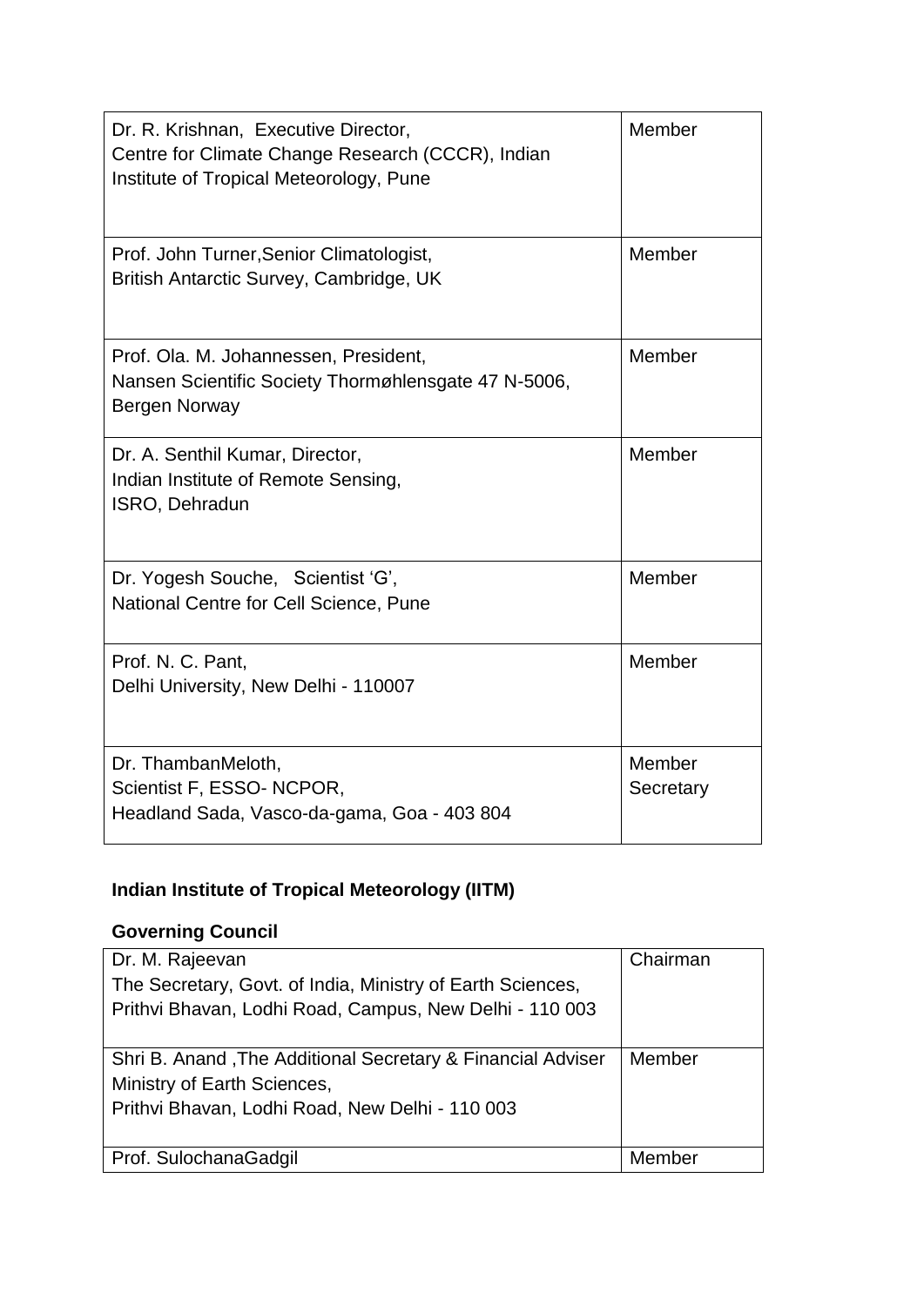| | |
|---|---|
| Dr. R. Krishnan, Executive Director,<br>Centre for Climate Change Research (CCCR), Indian Institute of Tropical Meteorology, Pune | Member |
| Prof. John Turner,Senior Climatologist,<br>British Antarctic Survey, Cambridge, UK | Member |
| Prof. Ola. M. Johannessen, President,<br>Nansen Scientific Society Thormøhlensgate 47 N-5006, Bergen Norway | Member |
| Dr. A. Senthil Kumar, Director,<br>Indian Institute of Remote Sensing,<br>ISRO, Dehradun | Member |
| Dr. Yogesh Souche, Scientist 'G',<br>National Centre for Cell Science, Pune | Member |
| Prof. N. C. Pant,<br>Delhi University, New Delhi - 110007 | Member |
| Dr. ThambanMeloth,<br>Scientist F, ESSO- NCPOR,<br>Headland Sada, Vasco-da-gama, Goa - 403 804 | Member Secretary |

**Indian Institute of Tropical Meteorology (IITM)**

**Governing Council**

| | |
|---|---|
| Dr. M. Rajeevan<br>The Secretary, Govt. of India, Ministry of Earth Sciences, Prithvi Bhavan, Lodhi Road, Campus, New Delhi - 110 003 | Chairman |
| Shri B. Anand ,The Additional Secretary & Financial Adviser<br>Ministry of Earth Sciences,<br>Prithvi Bhavan, Lodhi Road, New Delhi - 110 003 | Member |
| Prof. SulochanaGadgil | Member |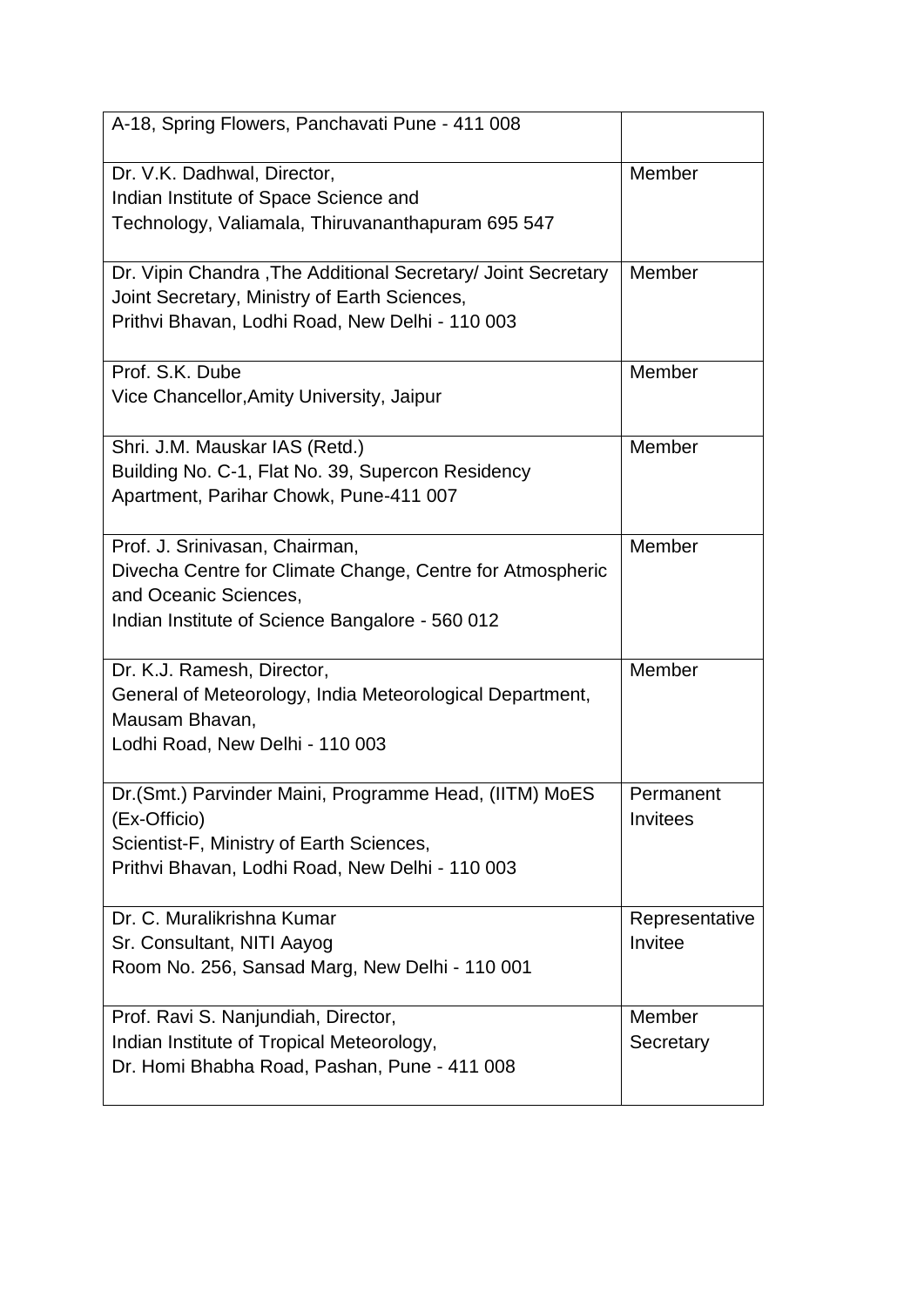| | |
|---|---|
| A-18, Spring Flowers, Panchavati Pune - 411 008 | |
| Dr. V.K. Dadhwal, Director,<br>Indian Institute of Space Science and<br>Technology, Valiamala, Thiruvananthapuram 695 547 | Member |
| Dr. Vipin Chandra ,The Additional Secretary/ Joint Secretary<br>Joint Secretary, Ministry of Earth Sciences,<br>Prithvi Bhavan, Lodhi Road, New Delhi - 110 003 | Member |
| Prof. S.K. Dube<br>Vice Chancellor,Amity University, Jaipur | Member |
| Shri. J.M. Mauskar IAS (Retd.)<br>Building No. C-1, Flat No. 39, Supercon Residency<br>Apartment, Parihar Chowk, Pune-411 007 | Member |
| Prof. J. Srinivasan, Chairman,<br>Divecha Centre for Climate Change, Centre for Atmospheric and Oceanic Sciences,<br>Indian Institute of Science Bangalore - 560 012 | Member |
| Dr. K.J. Ramesh, Director,<br>General of Meteorology, India Meteorological Department,<br>Mausam Bhavan,<br>Lodhi Road, New Delhi - 110 003 | Member |
| Dr.(Smt.) Parvinder Maini, Programme Head, (IITM) MoES (Ex-Officio)<br>Scientist-F, Ministry of Earth Sciences,<br>Prithvi Bhavan, Lodhi Road, New Delhi - 110 003 | Permanent Invitees |
| Dr. C. Muralikrishna Kumar<br>Sr. Consultant, NITI Aayog<br>Room No. 256, Sansad Marg, New Delhi - 110 001 | Representative Invitee |
| Prof. Ravi S. Nanjundiah, Director,<br>Indian Institute of Tropical Meteorology,<br>Dr. Homi Bhabha Road, Pashan, Pune - 411 008 | Member Secretary |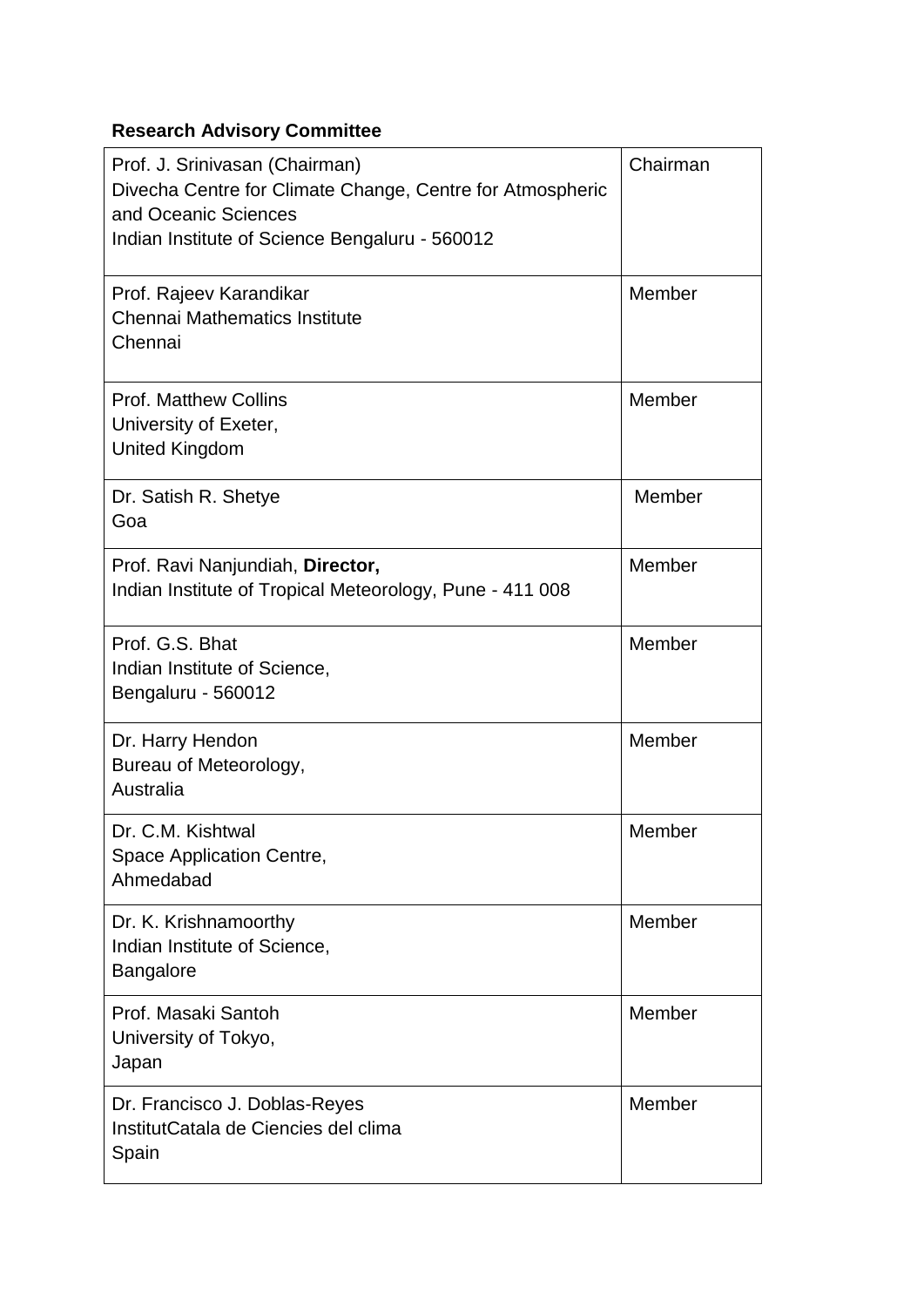**Research Advisory Committee**

| | |
|---|---|
| Prof. J. Srinivasan (Chairman)<br>Divecha Centre for Climate Change, Centre for Atmospheric and Oceanic Sciences<br>Indian Institute of Science Bengaluru - 560012 | Chairman |
| Prof. Rajeev Karandikar<br>Chennai Mathematics Institute<br>Chennai | Member |
| Prof. Matthew Collins<br>University of Exeter,<br>United Kingdom | Member |
| Dr. Satish R. Shetye<br>Goa | Member |
| Prof. Ravi Nanjundiah, **Director,**<br>Indian Institute of Tropical Meteorology, Pune - 411 008 | Member |
| Prof. G.S. Bhat<br>Indian Institute of Science,<br>Bengaluru - 560012 | Member |
| Dr. Harry Hendon<br>Bureau of Meteorology,<br>Australia | Member |
| Dr. C.M. Kishtwal<br>Space Application Centre,<br>Ahmedabad | Member |
| Dr. K. Krishnamoorthy<br>Indian Institute of Science,<br>Bangalore | Member |
| Prof. Masaki Santoh<br>University of Tokyo,<br>Japan | Member |
| Dr. Francisco J. Doblas-Reyes<br>InstitutCatala de Ciencies del clima<br>Spain | Member |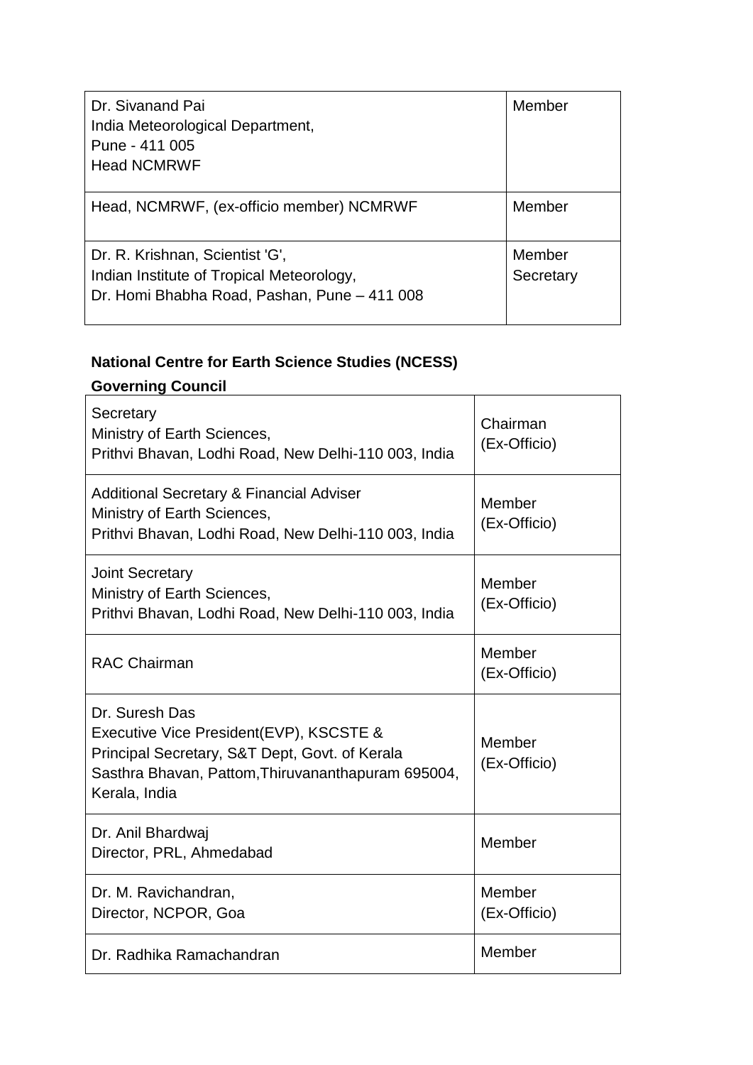| | |
|---|---|
| Dr. Sivanand Pai<br>India Meteorological Department,<br>Pune - 411 005<br>Head NCMRWF | Member |
| Head, NCMRWF, (ex-officio member) NCMRWF | Member |
| Dr. R. Krishnan, Scientist 'G',<br>Indian Institute of Tropical Meteorology,<br>Dr. Homi Bhabha Road, Pashan, Pune – 411 008 | Member Secretary |

**National Centre for Earth Science Studies (NCESS)**

**Governing Council**

| | |
|---|---|
| Secretary<br>Ministry of Earth Sciences,<br>Prithvi Bhavan, Lodhi Road, New Delhi-110 003, India | Chairman (Ex-Officio) |
| Additional Secretary & Financial Adviser<br>Ministry of Earth Sciences,<br>Prithvi Bhavan, Lodhi Road, New Delhi-110 003, India | Member (Ex-Officio) |
| Joint Secretary<br>Ministry of Earth Sciences,<br>Prithvi Bhavan, Lodhi Road, New Delhi-110 003, India | Member (Ex-Officio) |
| RAC Chairman | Member (Ex-Officio) |
| Dr. Suresh Das<br>Executive Vice President(EVP), KSCSTE &<br>Principal Secretary, S&T Dept, Govt. of Kerala<br>Sasthra Bhavan, Pattom,Thiruvananthapuram 695004, Kerala, India | Member (Ex-Officio) |
| Dr. Anil Bhardwaj<br>Director, PRL, Ahmedabad | Member |
| Dr. M. Ravichandran,<br>Director, NCPOR, Goa | Member (Ex-Officio) |
| Dr. Radhika Ramachandran | Member |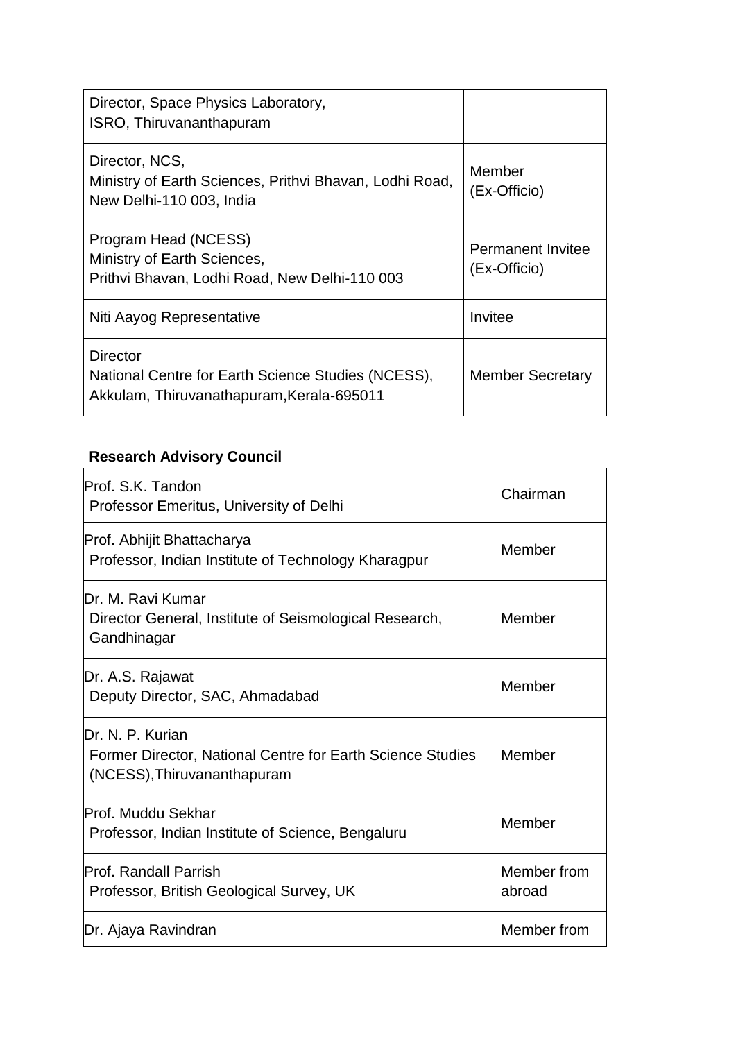| | |
|---|---|
| Director, Space Physics Laboratory, ISRO, Thiruvananthapuram | |
| Director, NCS, Ministry of Earth Sciences, Prithvi Bhavan, Lodhi Road, New Delhi-110 003, India | Member (Ex-Officio) |
| Program Head (NCESS) Ministry of Earth Sciences, Prithvi Bhavan, Lodhi Road, New Delhi-110 003 | Permanent Invitee (Ex-Officio) |
| Niti Aayog Representative | Invitee |
| Director National Centre for Earth Science Studies (NCESS), Akkulam, Thiruvanathapuram,Kerala-695011 | Member Secretary |

**Research Advisory Council**

| | |
|---|---|
| Prof. S.K. Tandon Professor Emeritus, University of Delhi | Chairman |
| Prof. Abhijit Bhattacharya Professor, Indian Institute of Technology Kharagpur | Member |
| Dr. M. Ravi Kumar Director General, Institute of Seismological Research, Gandhinagar | Member |
| Dr. A.S. Rajawat Deputy Director, SAC, Ahmadabad | Member |
| Dr. N. P. Kurian Former Director, National Centre for Earth Science Studies (NCESS),Thiruvananthapuram | Member |
| Prof. Muddu Sekhar Professor, Indian Institute of Science, Bengaluru | Member |
| Prof. Randall Parrish Professor, British Geological Survey, UK | Member from abroad |
| Dr. Ajaya Ravindran | Member from |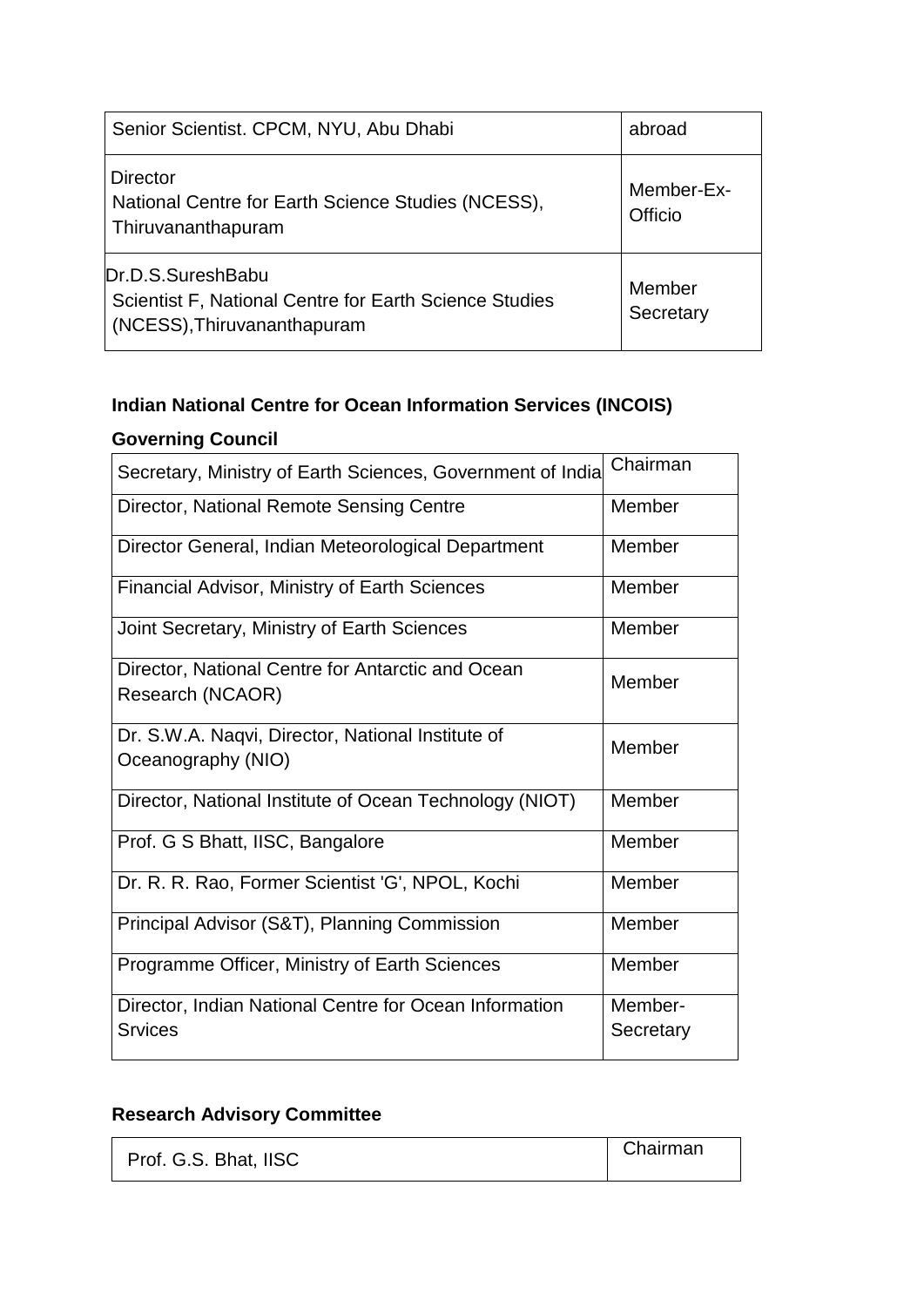| | |
|---|---|
| Senior Scientist. CPCM, NYU, Abu Dhabi | abroad |
| Director<br>National Centre for Earth Science Studies (NCESS), Thiruvananthapuram | Member-Ex-Officio |
| Dr.D.S.SureshBabu<br>Scientist F, National Centre for Earth Science Studies (NCESS),Thiruvananthapuram | Member Secretary |

**Indian National Centre for Ocean Information Services (INCOIS)**

**Governing Council**

| | |
|---|---|
| Secretary, Ministry of Earth Sciences, Government of India | Chairman |
| Director, National Remote Sensing Centre | Member |
| Director General, Indian Meteorological Department | Member |
| Financial Advisor, Ministry of Earth Sciences | Member |
| Joint Secretary, Ministry of Earth Sciences | Member |
| Director, National Centre for Antarctic and Ocean Research (NCAOR) | Member |
| Dr. S.W.A. Naqvi, Director, National Institute of Oceanography (NIO) | Member |
| Director, National Institute of Ocean Technology (NIOT) | Member |
| Prof. G S Bhatt, IISC, Bangalore | Member |
| Dr. R. R. Rao, Former Scientist 'G', NPOL, Kochi | Member |
| Principal Advisor (S&T), Planning Commission | Member |
| Programme Officer, Ministry of Earth Sciences | Member |
| Director, Indian National Centre for Ocean Information Srvices | Member-Secretary |

**Research Advisory Committee**

| | |
|---|---|
| Prof. G.S. Bhat, IISC | Chairman |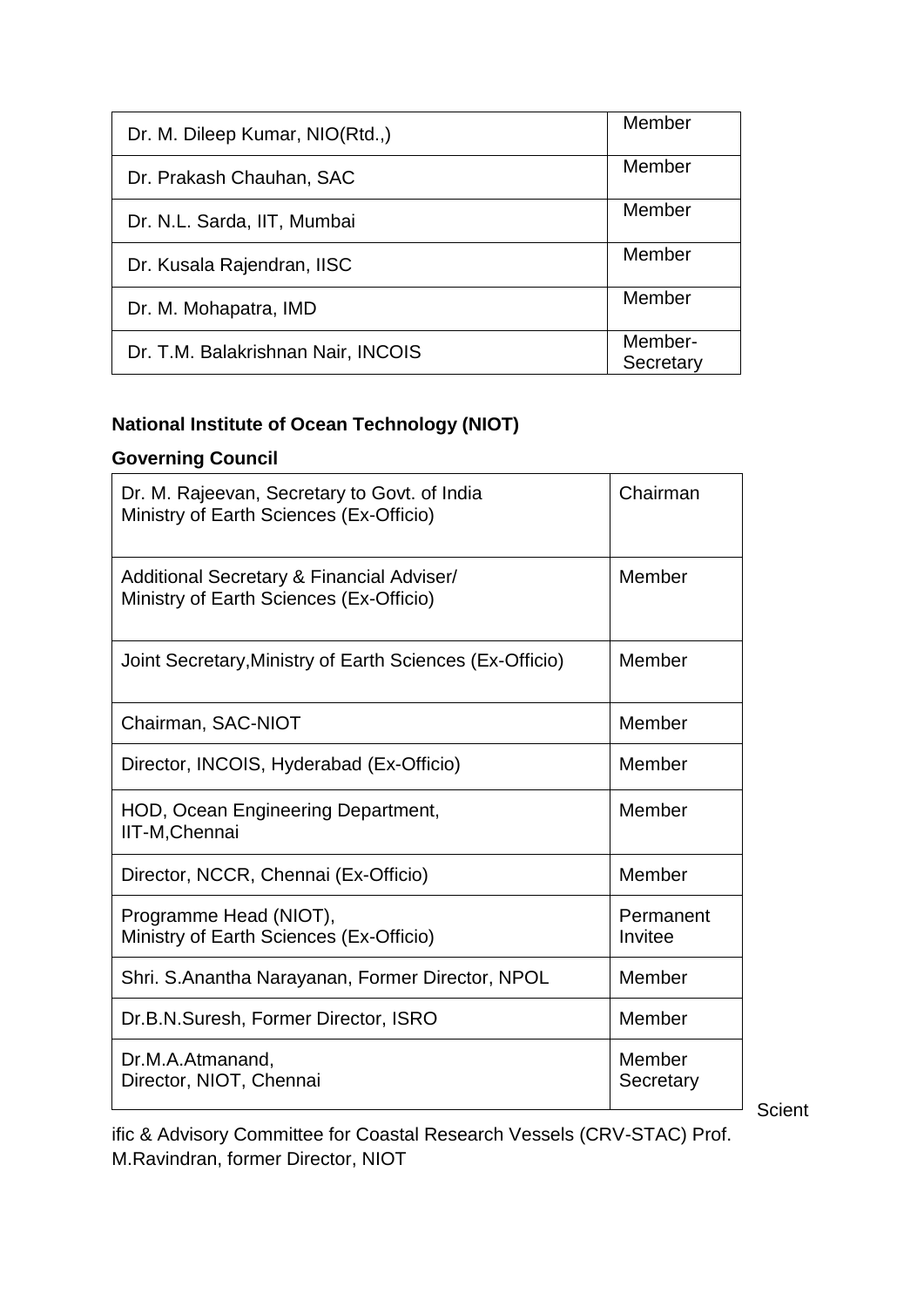| | |
|---|---|
| Dr. M. Dileep Kumar, NIO(Rtd.,) | Member |
| Dr. Prakash Chauhan, SAC | Member |
| Dr. N.L. Sarda, IIT, Mumbai | Member |
| Dr. Kusala Rajendran, IISC | Member |
| Dr. M. Mohapatra, IMD | Member |
| Dr. T.M. Balakrishnan Nair, INCOIS | Member-Secretary |

**National Institute of Ocean Technology (NIOT)**

**Governing Council**

| | |
|---|---|
| Dr. M. Rajeevan, Secretary to Govt. of India<br>Ministry of Earth Sciences (Ex-Officio) | Chairman |
| Additional Secretary & Financial Adviser/<br>Ministry of Earth Sciences (Ex-Officio) | Member |
| Joint Secretary,Ministry of Earth Sciences (Ex-Officio) | Member |
| Chairman, SAC-NIOT | Member |
| Director, INCOIS, Hyderabad (Ex-Officio) | Member |
| HOD, Ocean Engineering Department,<br>IIT-M,Chennai | Member |
| Director, NCCR, Chennai (Ex-Officio) | Member |
| Programme Head (NIOT),<br>Ministry of Earth Sciences (Ex-Officio) | Permanent Invitee |
| Shri. S.Anantha Narayanan, Former Director, NPOL | Member |
| Dr.B.N.Suresh, Former Director, ISRO | Member |
| Dr.M.A.Atmanand,<br>Director, NIOT, Chennai | Member Secretary |

Scientific & Advisory Committee for Coastal Research Vessels (CRV-STAC) Prof. M.Ravindran, former Director, NIOT